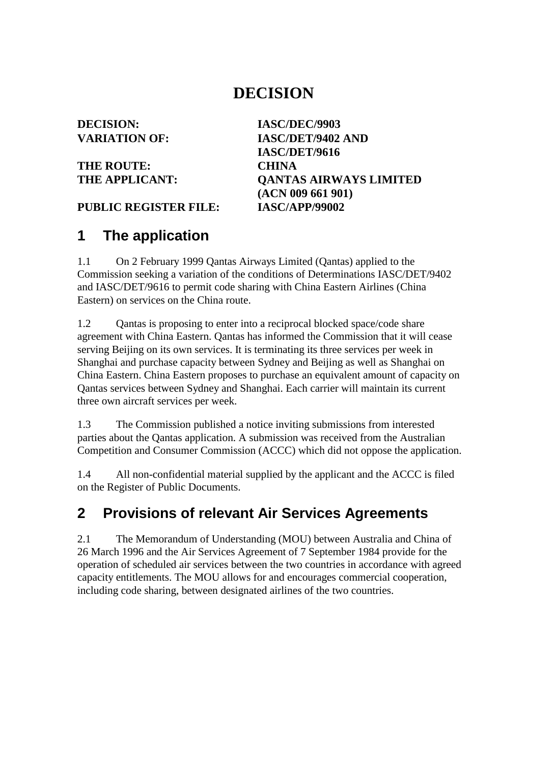# DECISION

| | |
|---|---|
| **DECISION:** | **IASC/DEC/9903** |
| **VARIATION OF:** | **IASC/DET/9402 AND IASC/DET/9616** |
| **THE ROUTE:** | **CHINA** |
| **THE APPLICANT:** | **QANTAS AIRWAYS LIMITED (ACN 009 661 901)** |
| **PUBLIC REGISTER FILE:** | **IASC/APP/99002** |

## 1 The application

1.1 On 2 February 1999 Qantas Airways Limited (Qantas) applied to the Commission seeking a variation of the conditions of Determinations IASC/DET/9402 and IASC/DET/9616 to permit code sharing with China Eastern Airlines (China Eastern) on services on the China route.

1.2 Qantas is proposing to enter into a reciprocal blocked space/code share agreement with China Eastern. Qantas has informed the Commission that it will cease serving Beijing on its own services. It is terminating its three services per week in Shanghai and purchase capacity between Sydney and Beijing as well as Shanghai on China Eastern. China Eastern proposes to purchase an equivalent amount of capacity on Qantas services between Sydney and Shanghai. Each carrier will maintain its current three own aircraft services per week.

1.3 The Commission published a notice inviting submissions from interested parties about the Qantas application. A submission was received from the Australian Competition and Consumer Commission (ACCC) which did not oppose the application.

1.4 All non-confidential material supplied by the applicant and the ACCC is filed on the Register of Public Documents.

## 2 Provisions of relevant Air Services Agreements

2.1 The Memorandum of Understanding (MOU) between Australia and China of 26 March 1996 and the Air Services Agreement of 7 September 1984 provide for the operation of scheduled air services between the two countries in accordance with agreed capacity entitlements. The MOU allows for and encourages commercial cooperation, including code sharing, between designated airlines of the two countries.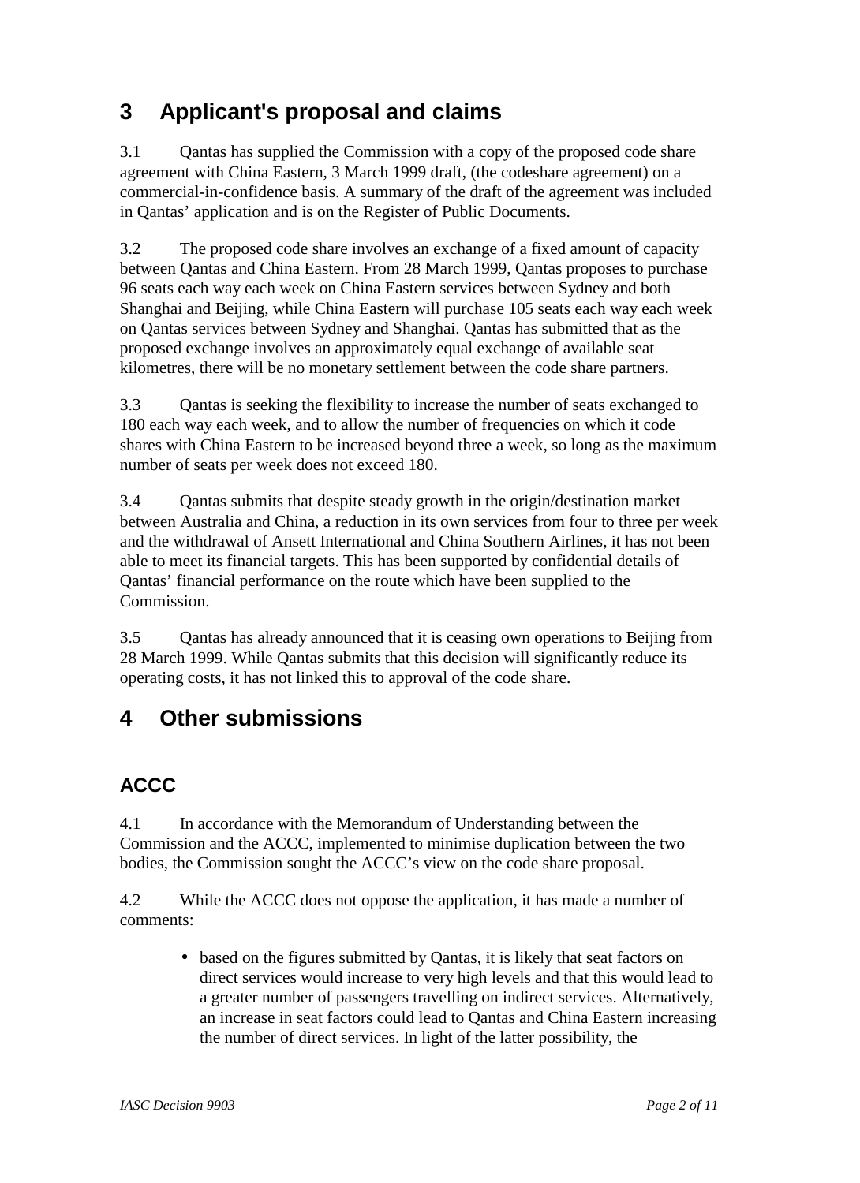# 3 Applicant's proposal and claims

3.1 Qantas has supplied the Commission with a copy of the proposed code share agreement with China Eastern, 3 March 1999 draft, (the codeshare agreement) on a commercial-in-confidence basis. A summary of the draft of the agreement was included in Qantas' application and is on the Register of Public Documents.

3.2 The proposed code share involves an exchange of a fixed amount of capacity between Qantas and China Eastern. From 28 March 1999, Qantas proposes to purchase 96 seats each way each week on China Eastern services between Sydney and both Shanghai and Beijing, while China Eastern will purchase 105 seats each way each week on Qantas services between Sydney and Shanghai. Qantas has submitted that as the proposed exchange involves an approximately equal exchange of available seat kilometres, there will be no monetary settlement between the code share partners.

3.3 Qantas is seeking the flexibility to increase the number of seats exchanged to 180 each way each week, and to allow the number of frequencies on which it code shares with China Eastern to be increased beyond three a week, so long as the maximum number of seats per week does not exceed 180.

3.4 Qantas submits that despite steady growth in the origin/destination market between Australia and China, a reduction in its own services from four to three per week and the withdrawal of Ansett International and China Southern Airlines, it has not been able to meet its financial targets. This has been supported by confidential details of Qantas' financial performance on the route which have been supplied to the Commission.

3.5 Qantas has already announced that it is ceasing own operations to Beijing from 28 March 1999. While Qantas submits that this decision will significantly reduce its operating costs, it has not linked this to approval of the code share.

# 4 Other submissions

## ACCC

4.1 In accordance with the Memorandum of Understanding between the Commission and the ACCC, implemented to minimise duplication between the two bodies, the Commission sought the ACCC's view on the code share proposal.

4.2 While the ACCC does not oppose the application, it has made a number of comments:

- based on the figures submitted by Qantas, it is likely that seat factors on direct services would increase to very high levels and that this would lead to a greater number of passengers travelling on indirect services. Alternatively, an increase in seat factors could lead to Qantas and China Eastern increasing the number of direct services. In light of the latter possibility, the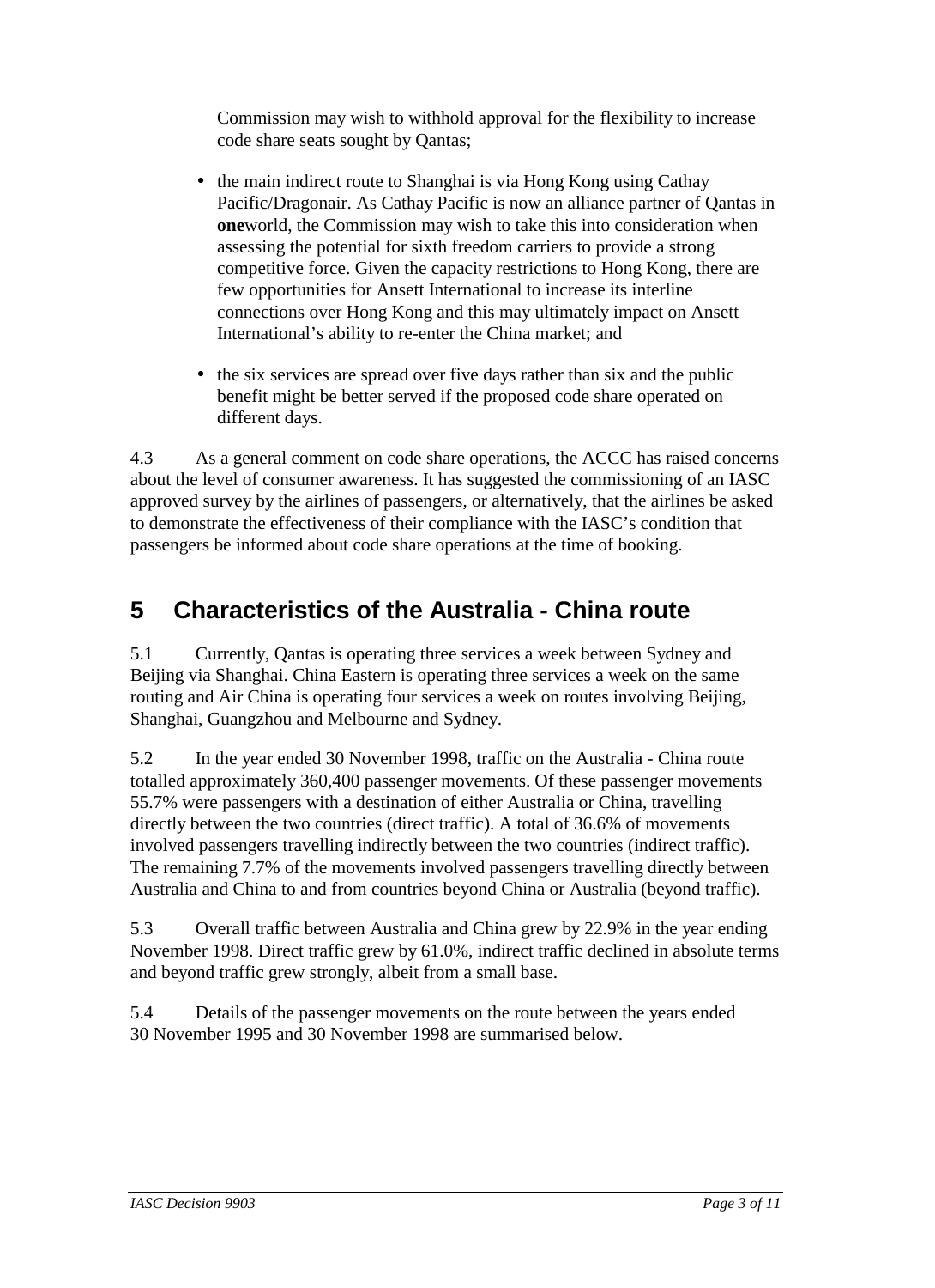Commission may wish to withhold approval for the flexibility to increase code share seats sought by Qantas;

- the main indirect route to Shanghai is via Hong Kong using Cathay Pacific/Dragonair. As Cathay Pacific is now an alliance partner of Qantas in **one**world, the Commission may wish to take this into consideration when assessing the potential for sixth freedom carriers to provide a strong competitive force. Given the capacity restrictions to Hong Kong, there are few opportunities for Ansett International to increase its interline connections over Hong Kong and this may ultimately impact on Ansett International's ability to re-enter the China market; and

- the six services are spread over five days rather than six and the public benefit might be better served if the proposed code share operated on different days.

4.3 As a general comment on code share operations, the ACCC has raised concerns about the level of consumer awareness. It has suggested the commissioning of an IASC approved survey by the airlines of passengers, or alternatively, that the airlines be asked to demonstrate the effectiveness of their compliance with the IASC's condition that passengers be informed about code share operations at the time of booking.

# 5 Characteristics of the Australia - China route

5.1 Currently, Qantas is operating three services a week between Sydney and Beijing via Shanghai. China Eastern is operating three services a week on the same routing and Air China is operating four services a week on routes involving Beijing, Shanghai, Guangzhou and Melbourne and Sydney.

5.2 In the year ended 30 November 1998, traffic on the Australia - China route totalled approximately 360,400 passenger movements. Of these passenger movements 55.7% were passengers with a destination of either Australia or China, travelling directly between the two countries (direct traffic). A total of 36.6% of movements involved passengers travelling indirectly between the two countries (indirect traffic). The remaining 7.7% of the movements involved passengers travelling directly between Australia and China to and from countries beyond China or Australia (beyond traffic).

5.3 Overall traffic between Australia and China grew by 22.9% in the year ending November 1998. Direct traffic grew by 61.0%, indirect traffic declined in absolute terms and beyond traffic grew strongly, albeit from a small base.

5.4 Details of the passenger movements on the route between the years ended 30 November 1995 and 30 November 1998 are summarised below.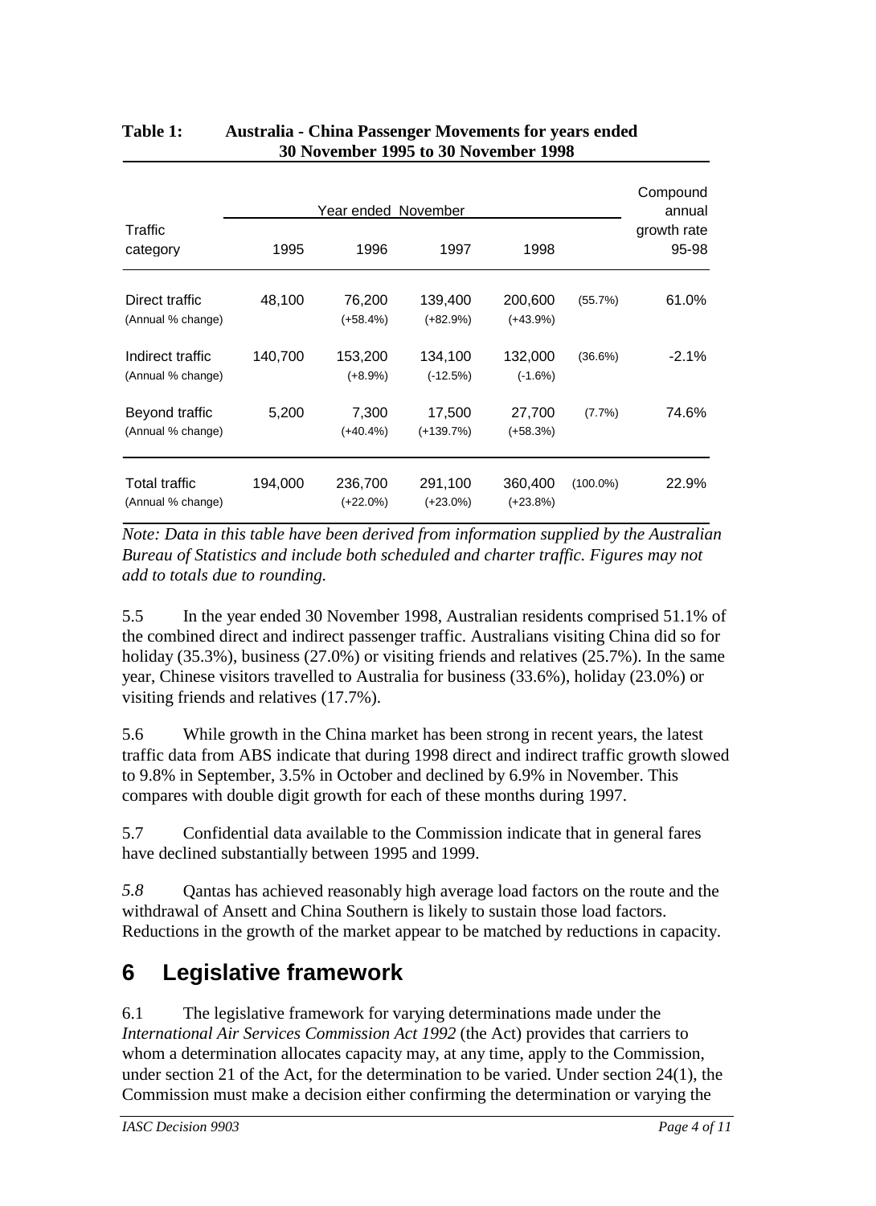**Table 1: Australia - China Passenger Movements for years ended 30 November 1995 to 30 November 1998**

| Traffic category | Year ended November | | | | | Compound annual growth rate 95-98 |
|---|---|---|---|---|---|---|
| | 1995 | 1996 | 1997 | 1998 | | |
| Direct traffic (Annual % change) | 48,100 | 76,200 (+58.4%) | 139,400 (+82.9%) | 200,600 (+43.9%) | (55.7%) | 61.0% |
| Indirect traffic (Annual % change) | 140,700 | 153,200 (+8.9%) | 134,100 (-12.5%) | 132,000 (-1.6%) | (36.6%) | -2.1% |
| Beyond traffic (Annual % change) | 5,200 | 7,300 (+40.4%) | 17,500 (+139.7%) | 27,700 (+58.3%) | (7.7%) | 74.6% |
| Total traffic (Annual % change) | 194,000 | 236,700 (+22.0%) | 291,100 (+23.0%) | 360,400 (+23.8%) | (100.0%) | 22.9% |

*Note: Data in this table have been derived from information supplied by the Australian Bureau of Statistics and include both scheduled and charter traffic. Figures may not add to totals due to rounding.*

5.5 In the year ended 30 November 1998, Australian residents comprised 51.1% of the combined direct and indirect passenger traffic. Australians visiting China did so for holiday (35.3%), business (27.0%) or visiting friends and relatives (25.7%). In the same year, Chinese visitors travelled to Australia for business (33.6%), holiday (23.0%) or visiting friends and relatives (17.7%).

5.6 While growth in the China market has been strong in recent years, the latest traffic data from ABS indicate that during 1998 direct and indirect traffic growth slowed to 9.8% in September, 3.5% in October and declined by 6.9% in November. This compares with double digit growth for each of these months during 1997.

5.7 Confidential data available to the Commission indicate that in general fares have declined substantially between 1995 and 1999.

*5.8* Qantas has achieved reasonably high average load factors on the route and the withdrawal of Ansett and China Southern is likely to sustain those load factors. Reductions in the growth of the market appear to be matched by reductions in capacity.

# 6 Legislative framework

6.1 The legislative framework for varying determinations made under the *International Air Services Commission Act 1992* (the Act) provides that carriers to whom a determination allocates capacity may, at any time, apply to the Commission, under section 21 of the Act, for the determination to be varied. Under section 24(1), the Commission must make a decision either confirming the determination or varying the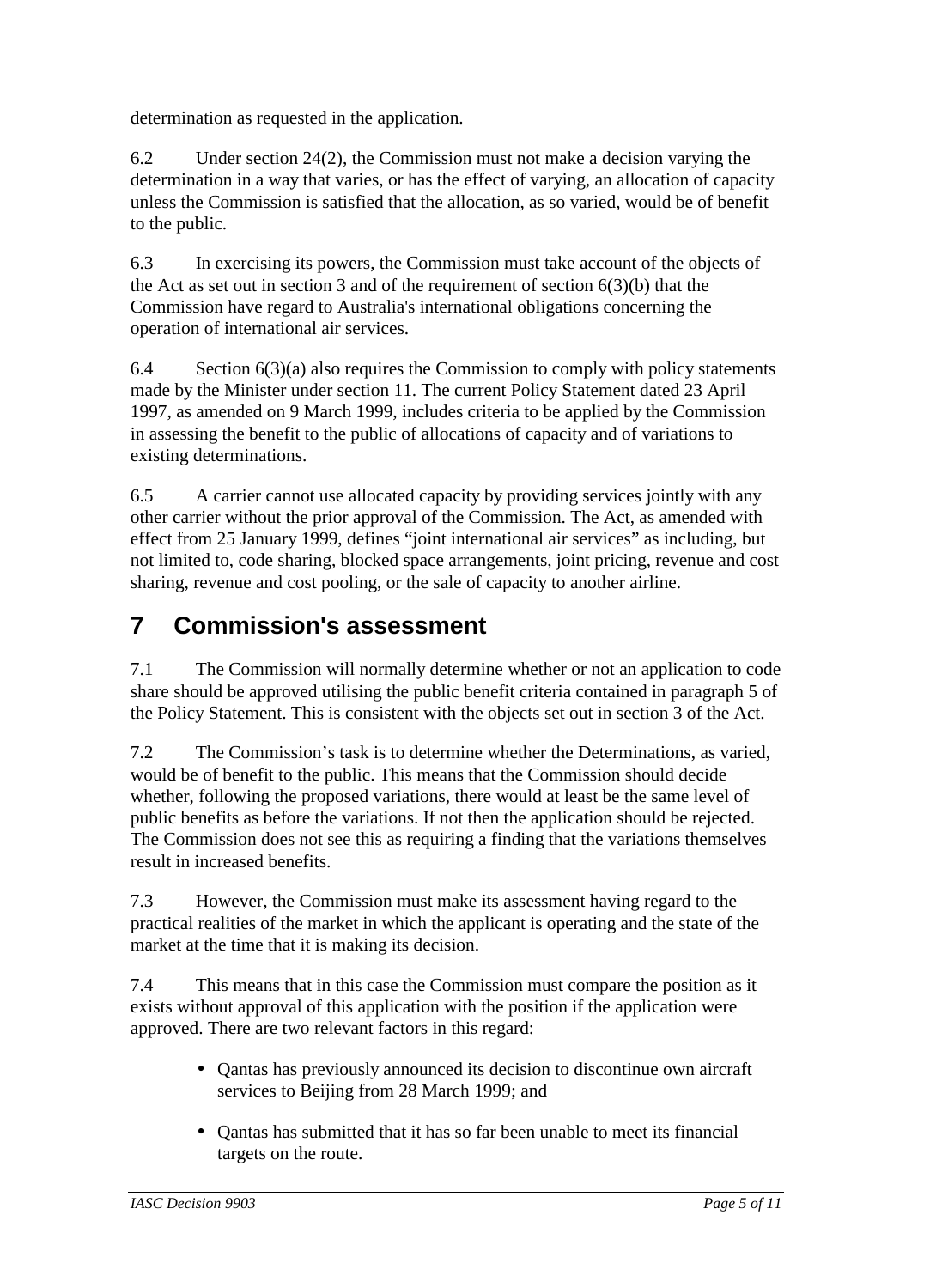determination as requested in the application.

6.2 Under section 24(2), the Commission must not make a decision varying the determination in a way that varies, or has the effect of varying, an allocation of capacity unless the Commission is satisfied that the allocation, as so varied, would be of benefit to the public.

6.3 In exercising its powers, the Commission must take account of the objects of the Act as set out in section 3 and of the requirement of section 6(3)(b) that the Commission have regard to Australia's international obligations concerning the operation of international air services.

6.4 Section 6(3)(a) also requires the Commission to comply with policy statements made by the Minister under section 11. The current Policy Statement dated 23 April 1997, as amended on 9 March 1999, includes criteria to be applied by the Commission in assessing the benefit to the public of allocations of capacity and of variations to existing determinations.

6.5 A carrier cannot use allocated capacity by providing services jointly with any other carrier without the prior approval of the Commission. The Act, as amended with effect from 25 January 1999, defines "joint international air services" as including, but not limited to, code sharing, blocked space arrangements, joint pricing, revenue and cost sharing, revenue and cost pooling, or the sale of capacity to another airline.

# 7 Commission's assessment

7.1 The Commission will normally determine whether or not an application to code share should be approved utilising the public benefit criteria contained in paragraph 5 of the Policy Statement. This is consistent with the objects set out in section 3 of the Act.

7.2 The Commission's task is to determine whether the Determinations, as varied, would be of benefit to the public. This means that the Commission should decide whether, following the proposed variations, there would at least be the same level of public benefits as before the variations. If not then the application should be rejected. The Commission does not see this as requiring a finding that the variations themselves result in increased benefits.

7.3 However, the Commission must make its assessment having regard to the practical realities of the market in which the applicant is operating and the state of the market at the time that it is making its decision.

7.4 This means that in this case the Commission must compare the position as it exists without approval of this application with the position if the application were approved. There are two relevant factors in this regard:

- Qantas has previously announced its decision to discontinue own aircraft services to Beijing from 28 March 1999; and
- Qantas has submitted that it has so far been unable to meet its financial targets on the route.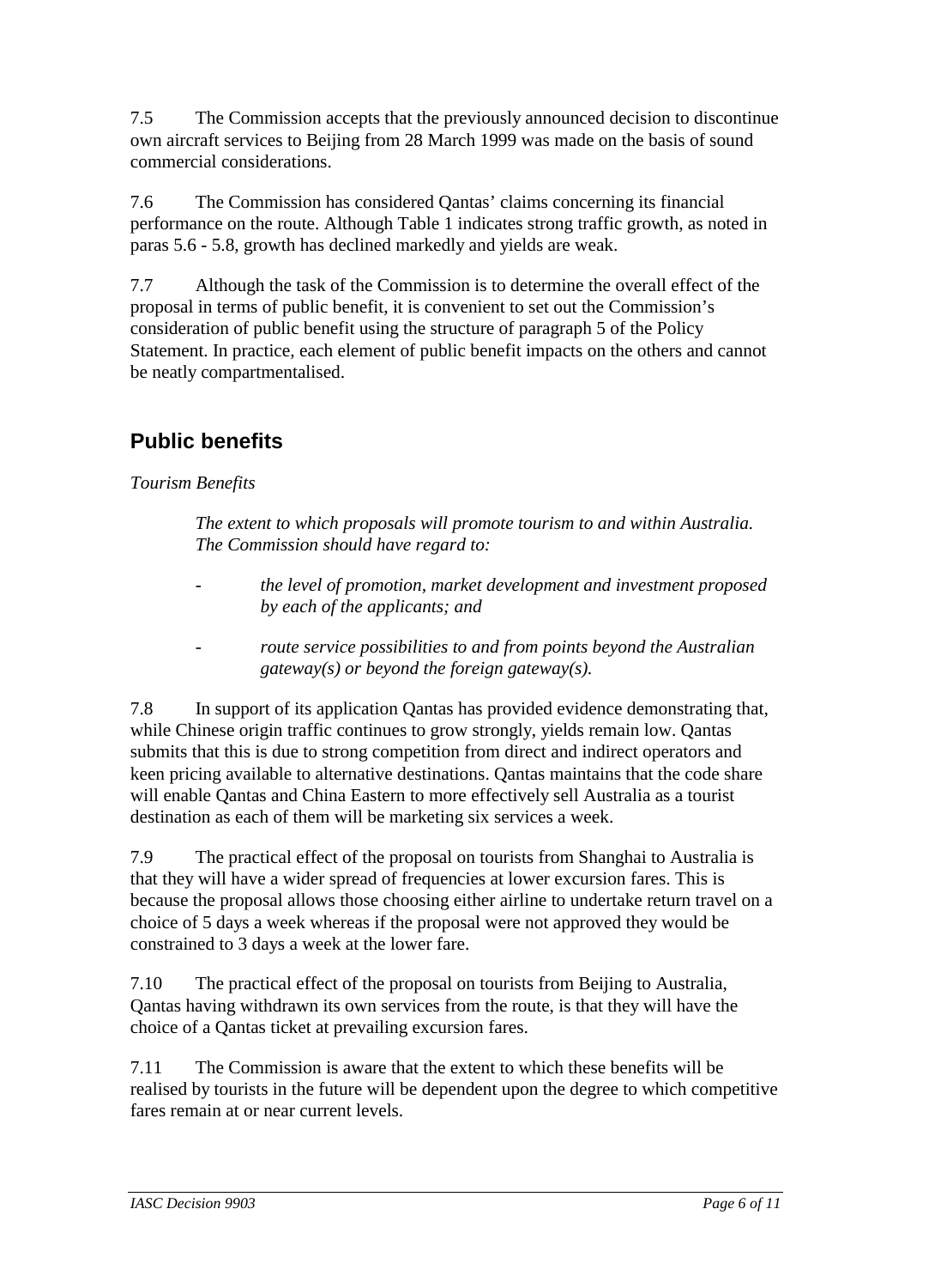7.5 The Commission accepts that the previously announced decision to discontinue own aircraft services to Beijing from 28 March 1999 was made on the basis of sound commercial considerations.

7.6 The Commission has considered Qantas' claims concerning its financial performance on the route. Although Table 1 indicates strong traffic growth, as noted in paras 5.6 - 5.8, growth has declined markedly and yields are weak.

7.7 Although the task of the Commission is to determine the overall effect of the proposal in terms of public benefit, it is convenient to set out the Commission's consideration of public benefit using the structure of paragraph 5 of the Policy Statement. In practice, each element of public benefit impacts on the others and cannot be neatly compartmentalised.

## Public benefits

*Tourism Benefits*

> *The extent to which proposals will promote tourism to and within Australia. The Commission should have regard to:*
>
> - *the level of promotion, market development and investment proposed by each of the applicants; and*
> - *route service possibilities to and from points beyond the Australian gateway(s) or beyond the foreign gateway(s).*

7.8 In support of its application Qantas has provided evidence demonstrating that, while Chinese origin traffic continues to grow strongly, yields remain low. Qantas submits that this is due to strong competition from direct and indirect operators and keen pricing available to alternative destinations. Qantas maintains that the code share will enable Qantas and China Eastern to more effectively sell Australia as a tourist destination as each of them will be marketing six services a week.

7.9 The practical effect of the proposal on tourists from Shanghai to Australia is that they will have a wider spread of frequencies at lower excursion fares. This is because the proposal allows those choosing either airline to undertake return travel on a choice of 5 days a week whereas if the proposal were not approved they would be constrained to 3 days a week at the lower fare.

7.10 The practical effect of the proposal on tourists from Beijing to Australia, Qantas having withdrawn its own services from the route, is that they will have the choice of a Qantas ticket at prevailing excursion fares.

7.11 The Commission is aware that the extent to which these benefits will be realised by tourists in the future will be dependent upon the degree to which competitive fares remain at or near current levels.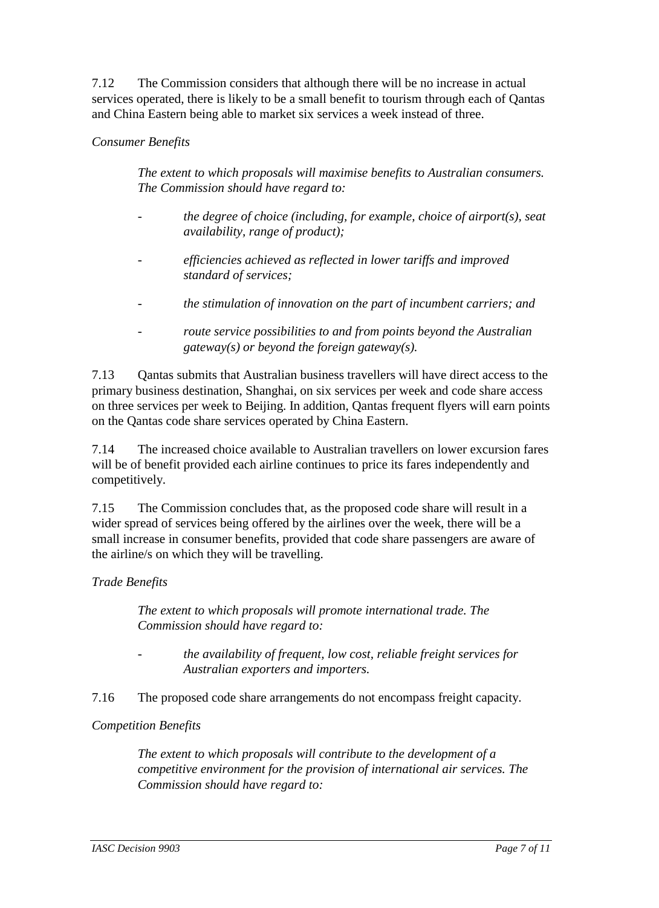7.12 The Commission considers that although there will be no increase in actual services operated, there is likely to be a small benefit to tourism through each of Qantas and China Eastern being able to market six services a week instead of three.

*Consumer Benefits*

> *The extent to which proposals will maximise benefits to Australian consumers. The Commission should have regard to:*
>
> - *the degree of choice (including, for example, choice of airport(s), seat availability, range of product);*
> - *efficiencies achieved as reflected in lower tariffs and improved standard of services;*
> - *the stimulation of innovation on the part of incumbent carriers; and*
> - *route service possibilities to and from points beyond the Australian gateway(s) or beyond the foreign gateway(s).*

7.13 Qantas submits that Australian business travellers will have direct access to the primary business destination, Shanghai, on six services per week and code share access on three services per week to Beijing. In addition, Qantas frequent flyers will earn points on the Qantas code share services operated by China Eastern.

7.14 The increased choice available to Australian travellers on lower excursion fares will be of benefit provided each airline continues to price its fares independently and competitively.

7.15 The Commission concludes that, as the proposed code share will result in a wider spread of services being offered by the airlines over the week, there will be a small increase in consumer benefits, provided that code share passengers are aware of the airline/s on which they will be travelling.

*Trade Benefits*

> *The extent to which proposals will promote international trade. The Commission should have regard to:*
>
> - *the availability of frequent, low cost, reliable freight services for Australian exporters and importers.*

7.16 The proposed code share arrangements do not encompass freight capacity.

*Competition Benefits*

> *The extent to which proposals will contribute to the development of a competitive environment for the provision of international air services. The Commission should have regard to:*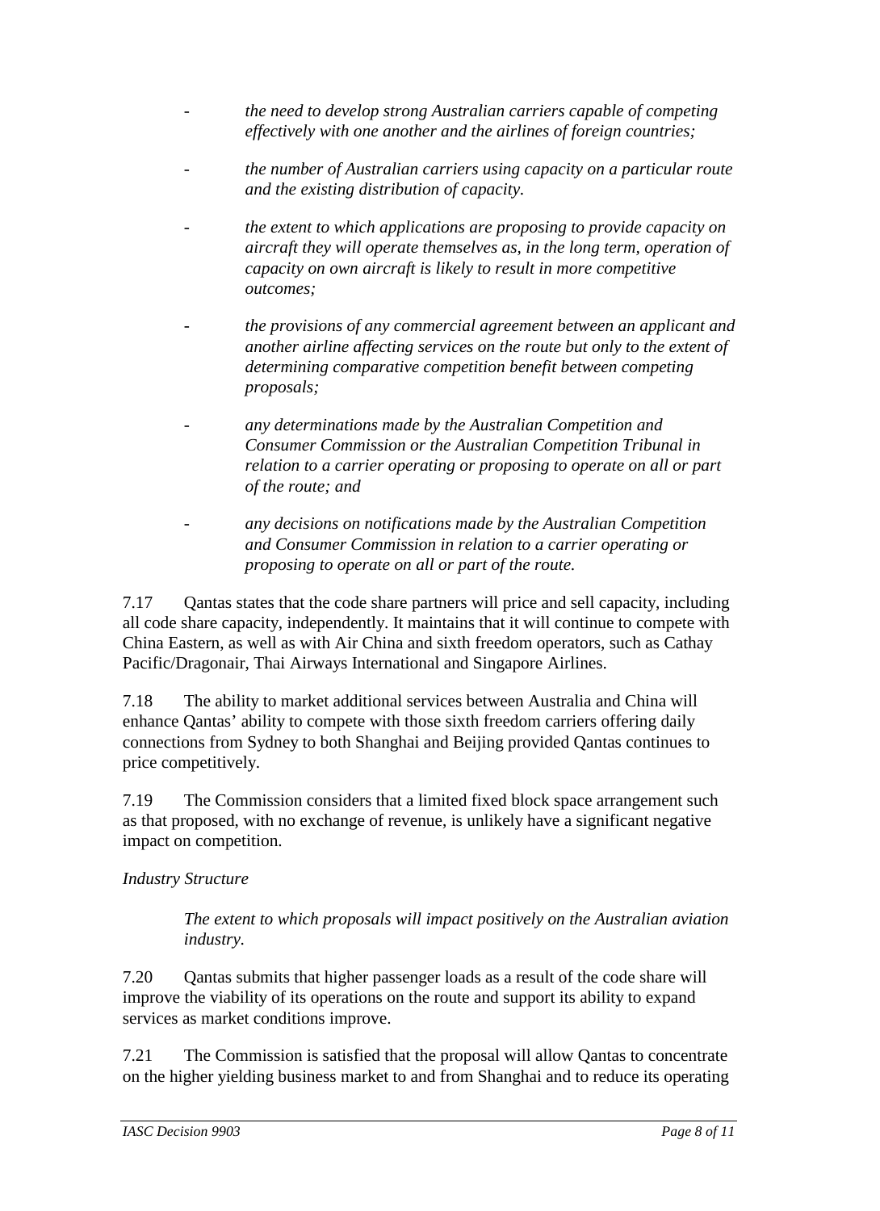- *the need to develop strong Australian carriers capable of competing effectively with one another and the airlines of foreign countries;*
- *the number of Australian carriers using capacity on a particular route and the existing distribution of capacity.*
- *the extent to which applications are proposing to provide capacity on aircraft they will operate themselves as, in the long term, operation of capacity on own aircraft is likely to result in more competitive outcomes;*
- *the provisions of any commercial agreement between an applicant and another airline affecting services on the route but only to the extent of determining comparative competition benefit between competing proposals;*
- *any determinations made by the Australian Competition and Consumer Commission or the Australian Competition Tribunal in relation to a carrier operating or proposing to operate on all or part of the route; and*
- *any decisions on notifications made by the Australian Competition and Consumer Commission in relation to a carrier operating or proposing to operate on all or part of the route.*

7.17 Qantas states that the code share partners will price and sell capacity, including all code share capacity, independently. It maintains that it will continue to compete with China Eastern, as well as with Air China and sixth freedom operators, such as Cathay Pacific/Dragonair, Thai Airways International and Singapore Airlines.

7.18 The ability to market additional services between Australia and China will enhance Qantas' ability to compete with those sixth freedom carriers offering daily connections from Sydney to both Shanghai and Beijing provided Qantas continues to price competitively.

7.19 The Commission considers that a limited fixed block space arrangement such as that proposed, with no exchange of revenue, is unlikely have a significant negative impact on competition.

*Industry Structure*

> *The extent to which proposals will impact positively on the Australian aviation industry.*

7.20 Qantas submits that higher passenger loads as a result of the code share will improve the viability of its operations on the route and support its ability to expand services as market conditions improve.

7.21 The Commission is satisfied that the proposal will allow Qantas to concentrate on the higher yielding business market to and from Shanghai and to reduce its operating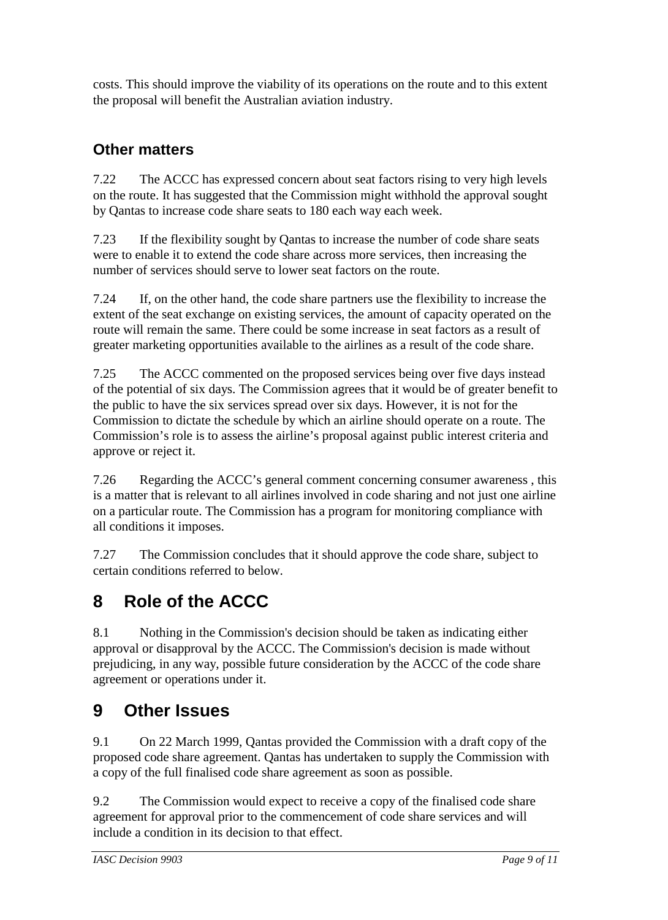costs. This should improve the viability of its operations on the route and to this extent the proposal will benefit the Australian aviation industry.

## Other matters

7.22 The ACCC has expressed concern about seat factors rising to very high levels on the route. It has suggested that the Commission might withhold the approval sought by Qantas to increase code share seats to 180 each way each week.

7.23 If the flexibility sought by Qantas to increase the number of code share seats were to enable it to extend the code share across more services, then increasing the number of services should serve to lower seat factors on the route.

7.24 If, on the other hand, the code share partners use the flexibility to increase the extent of the seat exchange on existing services, the amount of capacity operated on the route will remain the same. There could be some increase in seat factors as a result of greater marketing opportunities available to the airlines as a result of the code share.

7.25 The ACCC commented on the proposed services being over five days instead of the potential of six days. The Commission agrees that it would be of greater benefit to the public to have the six services spread over six days. However, it is not for the Commission to dictate the schedule by which an airline should operate on a route. The Commission's role is to assess the airline's proposal against public interest criteria and approve or reject it.

7.26 Regarding the ACCC's general comment concerning consumer awareness , this is a matter that is relevant to all airlines involved in code sharing and not just one airline on a particular route. The Commission has a program for monitoring compliance with all conditions it imposes.

7.27 The Commission concludes that it should approve the code share, subject to certain conditions referred to below.

# 8 Role of the ACCC

8.1 Nothing in the Commission's decision should be taken as indicating either approval or disapproval by the ACCC. The Commission's decision is made without prejudicing, in any way, possible future consideration by the ACCC of the code share agreement or operations under it.

# 9 Other Issues

9.1 On 22 March 1999, Qantas provided the Commission with a draft copy of the proposed code share agreement. Qantas has undertaken to supply the Commission with a copy of the full finalised code share agreement as soon as possible.

9.2 The Commission would expect to receive a copy of the finalised code share agreement for approval prior to the commencement of code share services and will include a condition in its decision to that effect.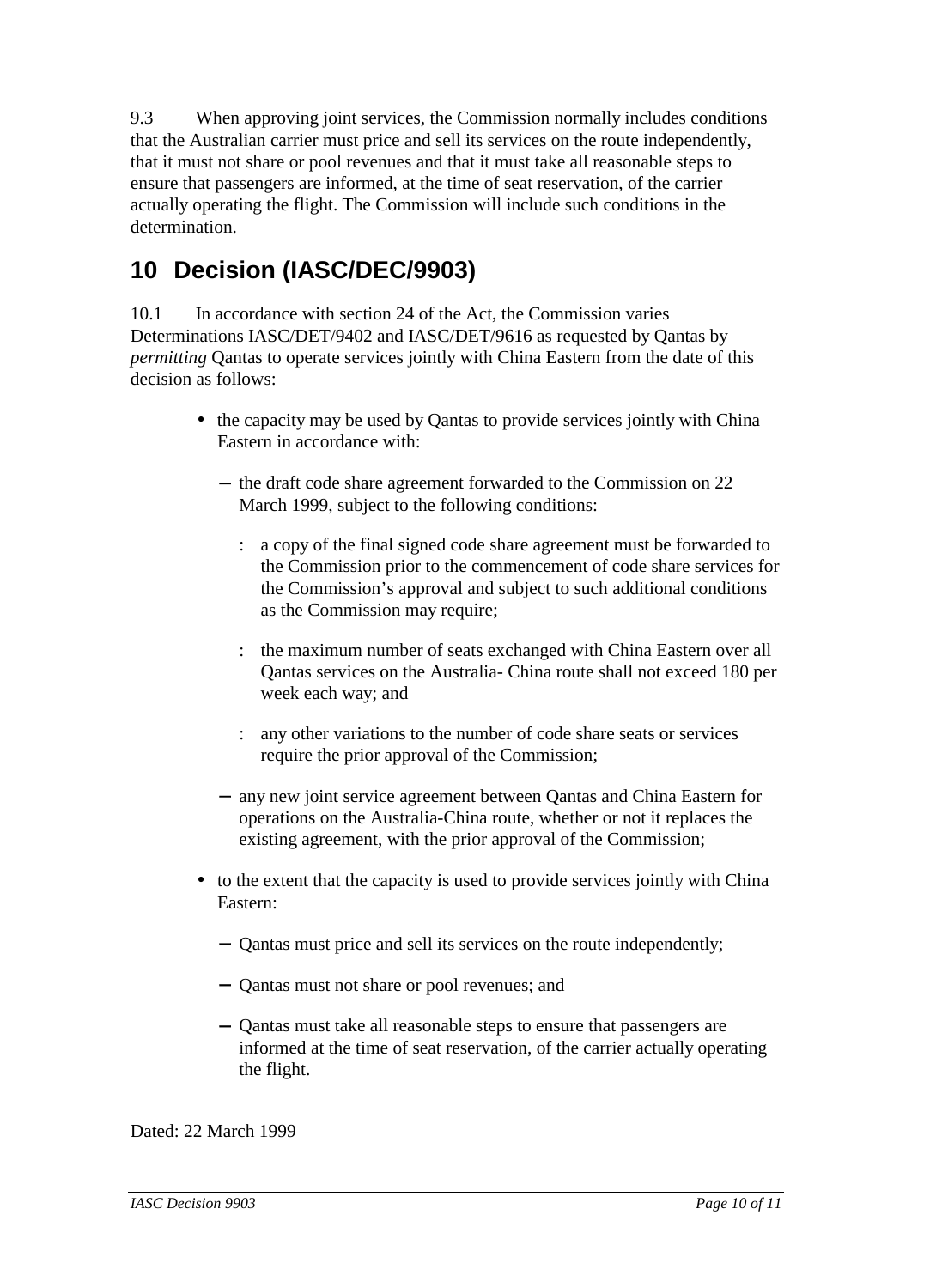9.3 When approving joint services, the Commission normally includes conditions that the Australian carrier must price and sell its services on the route independently, that it must not share or pool revenues and that it must take all reasonable steps to ensure that passengers are informed, at the time of seat reservation, of the carrier actually operating the flight. The Commission will include such conditions in the determination.

## 10 Decision (IASC/DEC/9903)

10.1 In accordance with section 24 of the Act, the Commission varies Determinations IASC/DET/9402 and IASC/DET/9616 as requested by Qantas by *permitting* Qantas to operate services jointly with China Eastern from the date of this decision as follows:

- the capacity may be used by Qantas to provide services jointly with China Eastern in accordance with:
  - the draft code share agreement forwarded to the Commission on 22 March 1999, subject to the following conditions:
    - a copy of the final signed code share agreement must be forwarded to the Commission prior to the commencement of code share services for the Commission's approval and subject to such additional conditions as the Commission may require;
    - the maximum number of seats exchanged with China Eastern over all Qantas services on the Australia- China route shall not exceed 180 per week each way; and
    - any other variations to the number of code share seats or services require the prior approval of the Commission;
  - any new joint service agreement between Qantas and China Eastern for operations on the Australia-China route, whether or not it replaces the existing agreement, with the prior approval of the Commission;
- to the extent that the capacity is used to provide services jointly with China Eastern:
  - Qantas must price and sell its services on the route independently;
  - Qantas must not share or pool revenues; and
  - Qantas must take all reasonable steps to ensure that passengers are informed at the time of seat reservation, of the carrier actually operating the flight.

Dated: 22 March 1999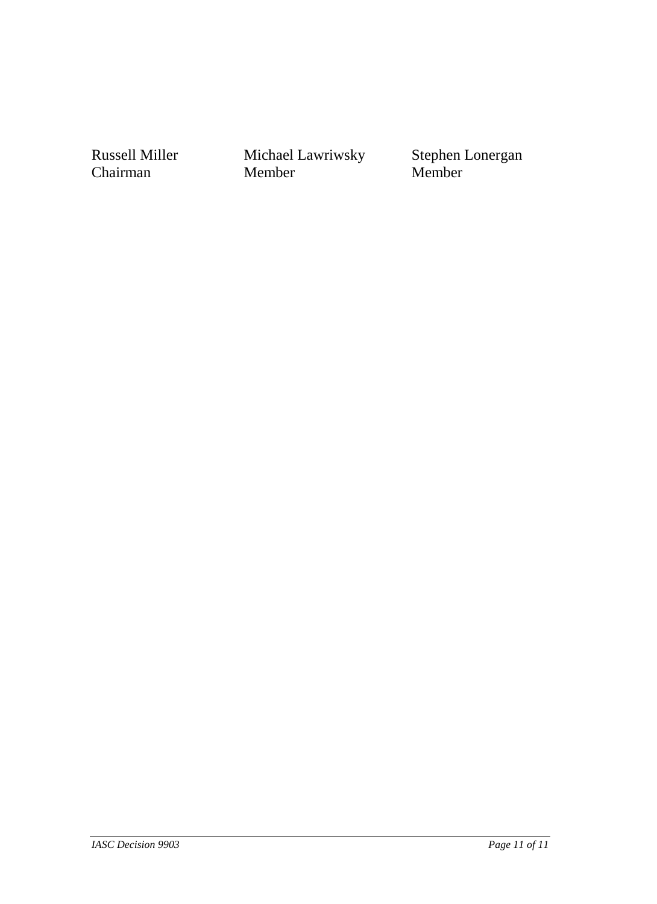| | | |
|---|---|---|
| Russell Miller | Michael Lawriwsky | Stephen Lonergan |
| Chairman | Member | Member |